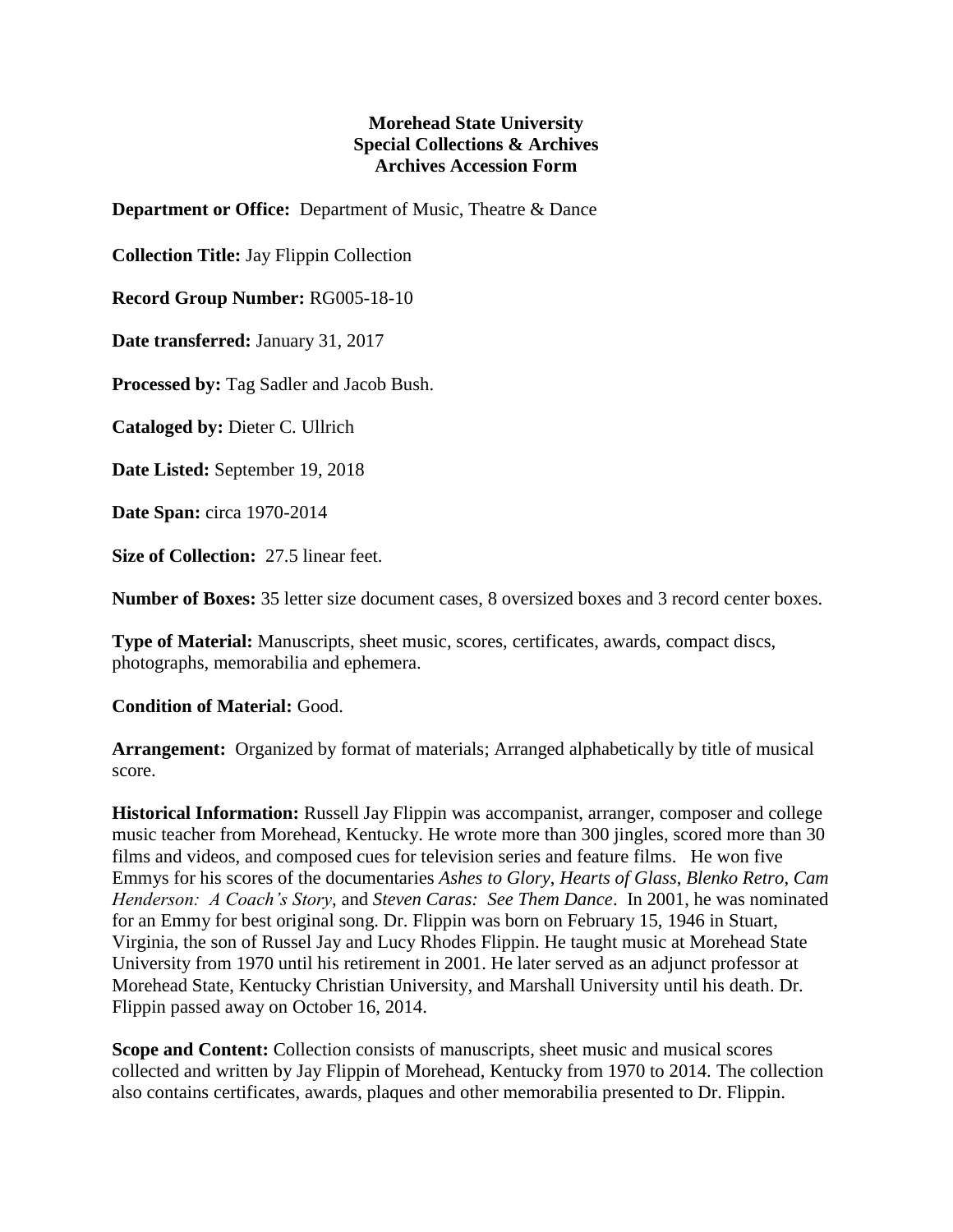**Morehead State University**
**Special Collections & Archives**
**Archives Accession Form**

**Department or Office:** Department of Music, Theatre & Dance

**Collection Title:** Jay Flippin Collection

**Record Group Number:** RG005-18-10

**Date transferred:** January 31, 2017

**Processed by:** Tag Sadler and Jacob Bush.

**Cataloged by:** Dieter C. Ullrich

**Date Listed:** September 19, 2018

**Date Span:** circa 1970-2014

**Size of Collection:** 27.5 linear feet.

**Number of Boxes:** 35 letter size document cases, 8 oversized boxes and 3 record center boxes.

**Type of Material:** Manuscripts, sheet music, scores, certificates, awards, compact discs, photographs, memorabilia and ephemera.

**Condition of Material:** Good.

**Arrangement:** Organized by format of materials; Arranged alphabetically by title of musical score.

**Historical Information:** Russell Jay Flippin was accompanist, arranger, composer and college music teacher from Morehead, Kentucky. He wrote more than 300 jingles, scored more than 30 films and videos, and composed cues for television series and feature films. He won five Emmys for his scores of the documentaries *Ashes to Glory*, *Hearts of Glass*, *Blenko Retro*, *Cam Henderson: A Coach's Story*, and *Steven Caras: See Them Dance*. In 2001, he was nominated for an Emmy for best original song. Dr. Flippin was born on February 15, 1946 in Stuart, Virginia, the son of Russel Jay and Lucy Rhodes Flippin. He taught music at Morehead State University from 1970 until his retirement in 2001. He later served as an adjunct professor at Morehead State, Kentucky Christian University, and Marshall University until his death. Dr. Flippin passed away on October 16, 2014.

**Scope and Content:** Collection consists of manuscripts, sheet music and musical scores collected and written by Jay Flippin of Morehead, Kentucky from 1970 to 2014. The collection also contains certificates, awards, plaques and other memorabilia presented to Dr. Flippin.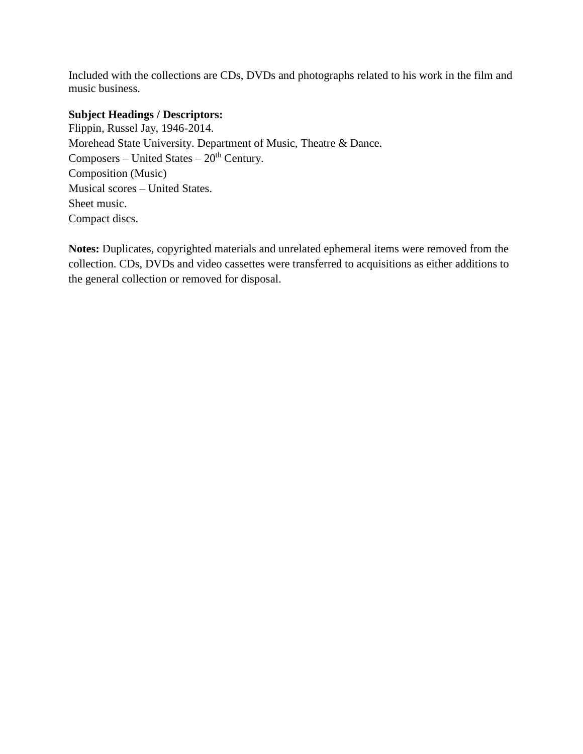Included with the collections are CDs, DVDs and photographs related to his work in the film and music business.

**Subject Headings / Descriptors:**

Flippin, Russel Jay, 1946-2014.
Morehead State University. Department of Music, Theatre & Dance.
Composers – United States – 20th Century.
Composition (Music)
Musical scores – United States.
Sheet music.
Compact discs.

**Notes:** Duplicates, copyrighted materials and unrelated ephemeral items were removed from the collection. CDs, DVDs and video cassettes were transferred to acquisitions as either additions to the general collection or removed for disposal.